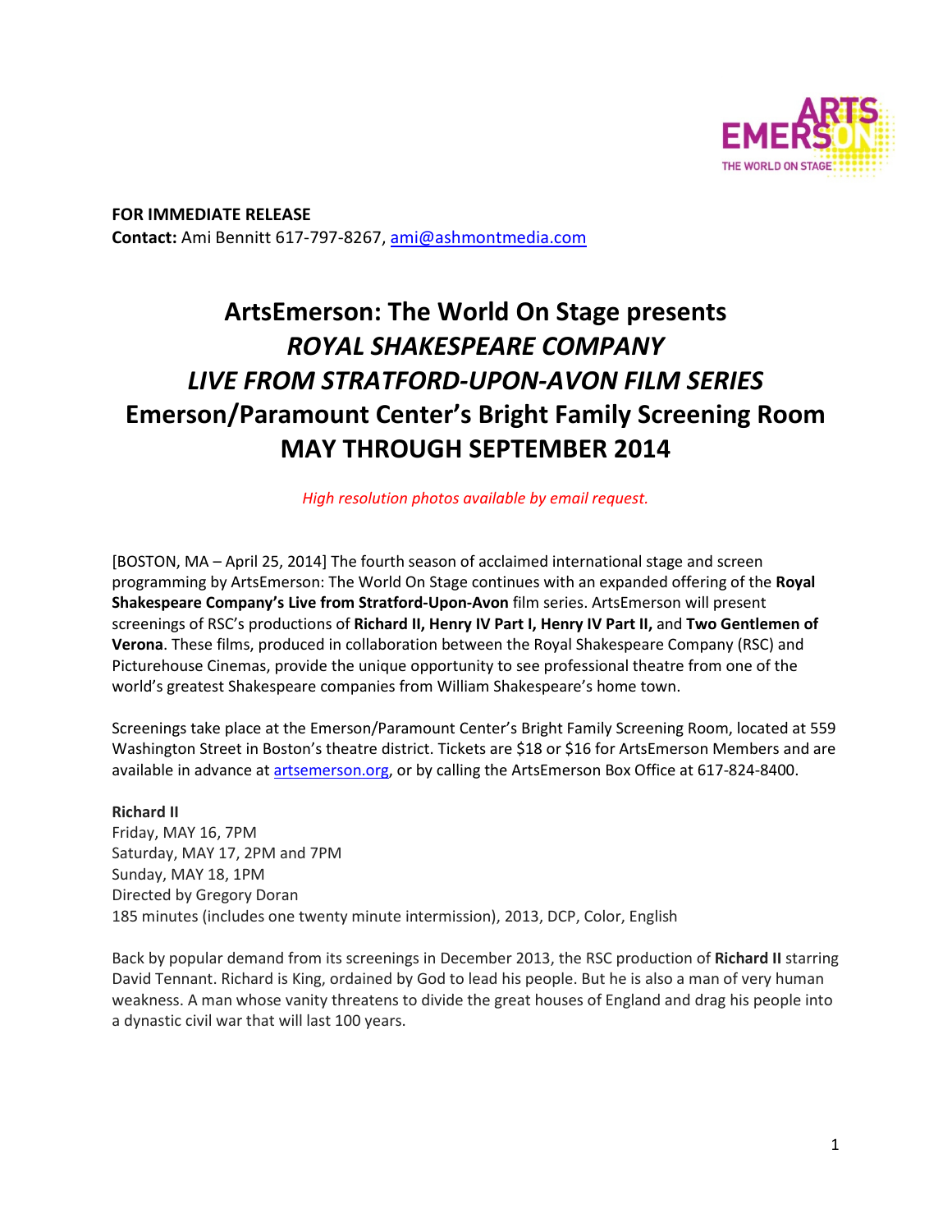**FOR IMMEDIATE RELEASE**
**Contact:** Ami Bennitt 617-797-8267, ami@ashmontmedia.com

# ArtsEmerson: The World On Stage presents *ROYAL SHAKESPEARE COMPANY LIVE FROM STRATFORD-UPON-AVON FILM SERIES* Emerson/Paramount Center's Bright Family Screening Room MAY THROUGH SEPTEMBER 2014

*High resolution photos available by email request.*

[BOSTON, MA – April 25, 2014] The fourth season of acclaimed international stage and screen programming by ArtsEmerson: The World On Stage continues with an expanded offering of the **Royal Shakespeare Company's Live from Stratford-Upon-Avon** film series. ArtsEmerson will present screenings of RSC's productions of **Richard II, Henry IV Part I, Henry IV Part II,** and **Two Gentlemen of Verona**. These films, produced in collaboration between the Royal Shakespeare Company (RSC) and Picturehouse Cinemas, provide the unique opportunity to see professional theatre from one of the world's greatest Shakespeare companies from William Shakespeare's home town.

Screenings take place at the Emerson/Paramount Center's Bright Family Screening Room, located at 559 Washington Street in Boston's theatre district. Tickets are $18 or $16 for ArtsEmerson Members and are available in advance at artsemerson.org, or by calling the ArtsEmerson Box Office at 617-824-8400.

**Richard II**
Friday, MAY 16, 7PM
Saturday, MAY 17, 2PM and 7PM
Sunday, MAY 18, 1PM
Directed by Gregory Doran
185 minutes (includes one twenty minute intermission), 2013, DCP, Color, English

Back by popular demand from its screenings in December 2013, the RSC production of **Richard II** starring David Tennant. Richard is King, ordained by God to lead his people. But he is also a man of very human weakness. A man whose vanity threatens to divide the great houses of England and drag his people into a dynastic civil war that will last 100 years.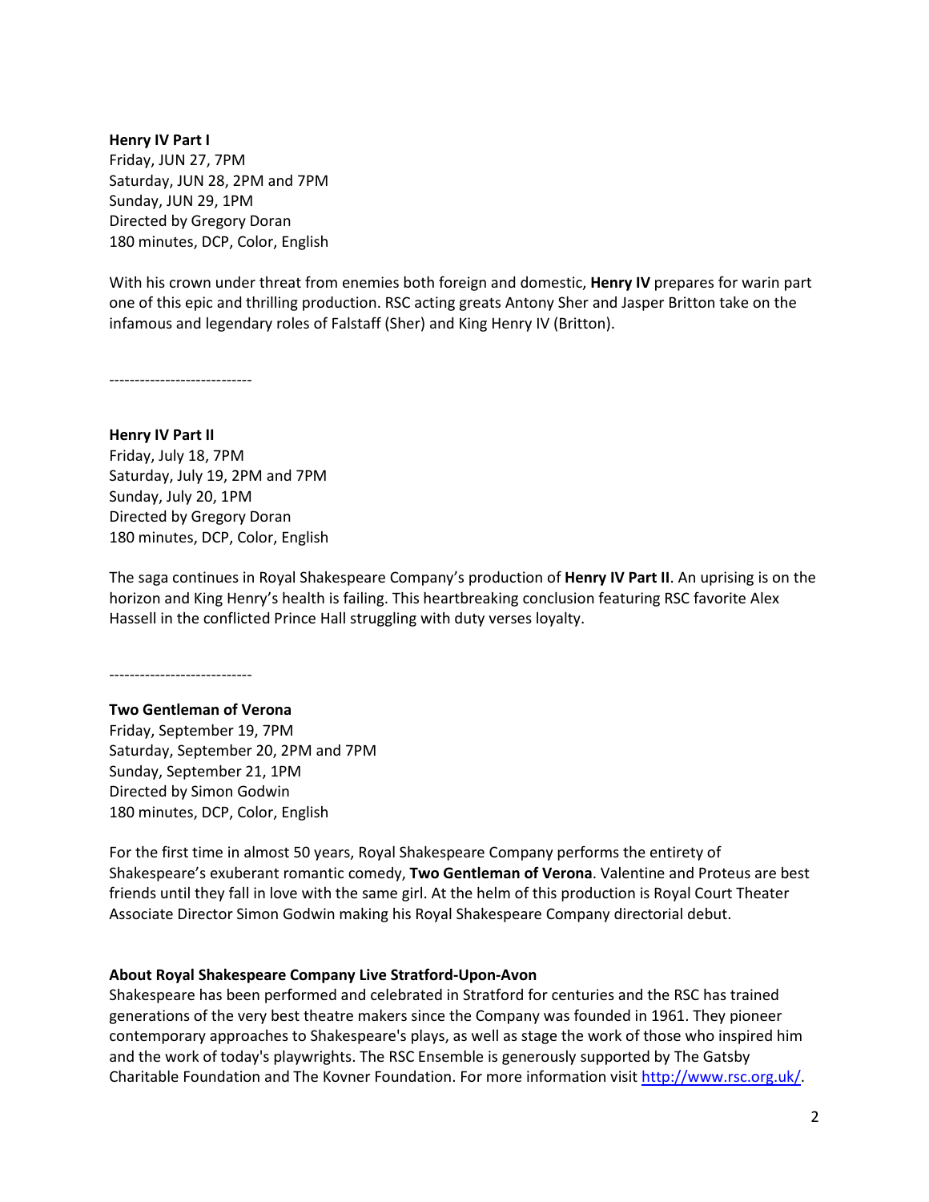**Henry IV Part I**
Friday, JUN 27, 7PM
Saturday, JUN 28, 2PM and 7PM
Sunday, JUN 29, 1PM
Directed by Gregory Doran
180 minutes, DCP, Color, English

With his crown under threat from enemies both foreign and domestic, **Henry IV** prepares for warin part one of this epic and thrilling production. RSC acting greats Antony Sher and Jasper Britton take on the infamous and legendary roles of Falstaff (Sher) and King Henry IV (Britton).

----------------------------

**Henry IV Part II**
Friday, July 18, 7PM
Saturday, July 19, 2PM and 7PM
Sunday, July 20, 1PM
Directed by Gregory Doran
180 minutes, DCP, Color, English

The saga continues in Royal Shakespeare Company's production of **Henry IV Part II**. An uprising is on the horizon and King Henry's health is failing. This heartbreaking conclusion featuring RSC favorite Alex Hassell in the conflicted Prince Hall struggling with duty verses loyalty.

----------------------------

**Two Gentleman of Verona**
Friday, September 19, 7PM
Saturday, September 20, 2PM and 7PM
Sunday, September 21, 1PM
Directed by Simon Godwin
180 minutes, DCP, Color, English

For the first time in almost 50 years, Royal Shakespeare Company performs the entirety of Shakespeare's exuberant romantic comedy, **Two Gentleman of Verona**. Valentine and Proteus are best friends until they fall in love with the same girl. At the helm of this production is Royal Court Theater Associate Director Simon Godwin making his Royal Shakespeare Company directorial debut.

**About Royal Shakespeare Company Live Stratford-Upon-Avon**
Shakespeare has been performed and celebrated in Stratford for centuries and the RSC has trained generations of the very best theatre makers since the Company was founded in 1961. They pioneer contemporary approaches to Shakespeare's plays, as well as stage the work of those who inspired him and the work of today's playwrights. The RSC Ensemble is generously supported by The Gatsby Charitable Foundation and The Kovner Foundation. For more information visit http://www.rsc.org.uk/.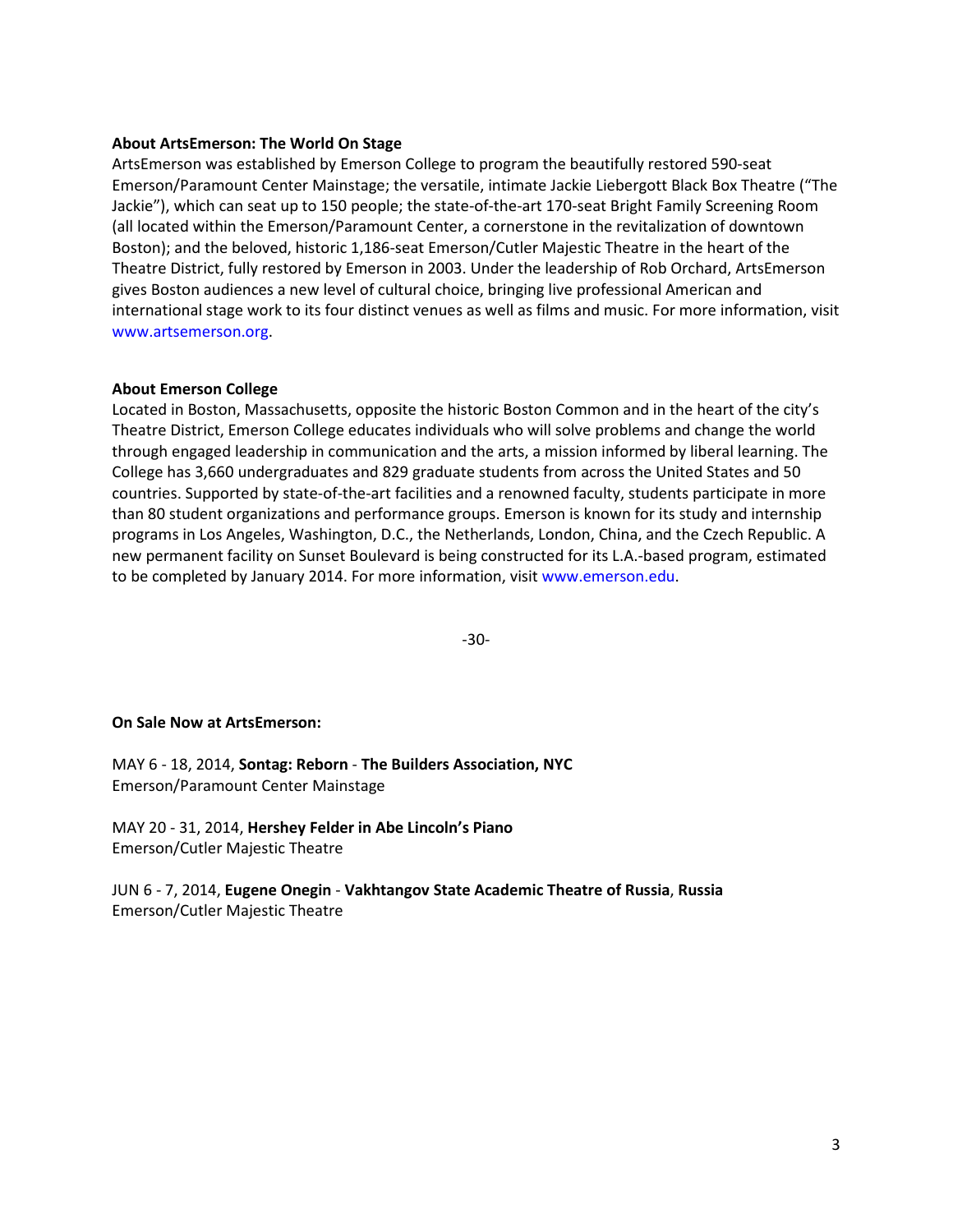**About ArtsEmerson: The World On Stage**

ArtsEmerson was established by Emerson College to program the beautifully restored 590-seat Emerson/Paramount Center Mainstage; the versatile, intimate Jackie Liebergott Black Box Theatre ("The Jackie"), which can seat up to 150 people; the state-of-the-art 170-seat Bright Family Screening Room (all located within the Emerson/Paramount Center, a cornerstone in the revitalization of downtown Boston); and the beloved, historic 1,186-seat Emerson/Cutler Majestic Theatre in the heart of the Theatre District, fully restored by Emerson in 2003. Under the leadership of Rob Orchard, ArtsEmerson gives Boston audiences a new level of cultural choice, bringing live professional American and international stage work to its four distinct venues as well as films and music. For more information, visit www.artsemerson.org.

**About Emerson College**

Located in Boston, Massachusetts, opposite the historic Boston Common and in the heart of the city's Theatre District, Emerson College educates individuals who will solve problems and change the world through engaged leadership in communication and the arts, a mission informed by liberal learning. The College has 3,660 undergraduates and 829 graduate students from across the United States and 50 countries. Supported by state-of-the-art facilities and a renowned faculty, students participate in more than 80 student organizations and performance groups. Emerson is known for its study and internship programs in Los Angeles, Washington, D.C., the Netherlands, London, China, and the Czech Republic. A new permanent facility on Sunset Boulevard is being constructed for its L.A.-based program, estimated to be completed by January 2014. For more information, visit www.emerson.edu.

-30-

**On Sale Now at ArtsEmerson:**

MAY 6 - 18, 2014, **Sontag: Reborn** - **The Builders Association, NYC**
Emerson/Paramount Center Mainstage

MAY 20 - 31, 2014, **Hershey Felder in Abe Lincoln's Piano**
Emerson/Cutler Majestic Theatre

JUN 6 - 7, 2014, **Eugene Onegin** - **Vakhtangov State Academic Theatre of Russia**, **Russia**
Emerson/Cutler Majestic Theatre